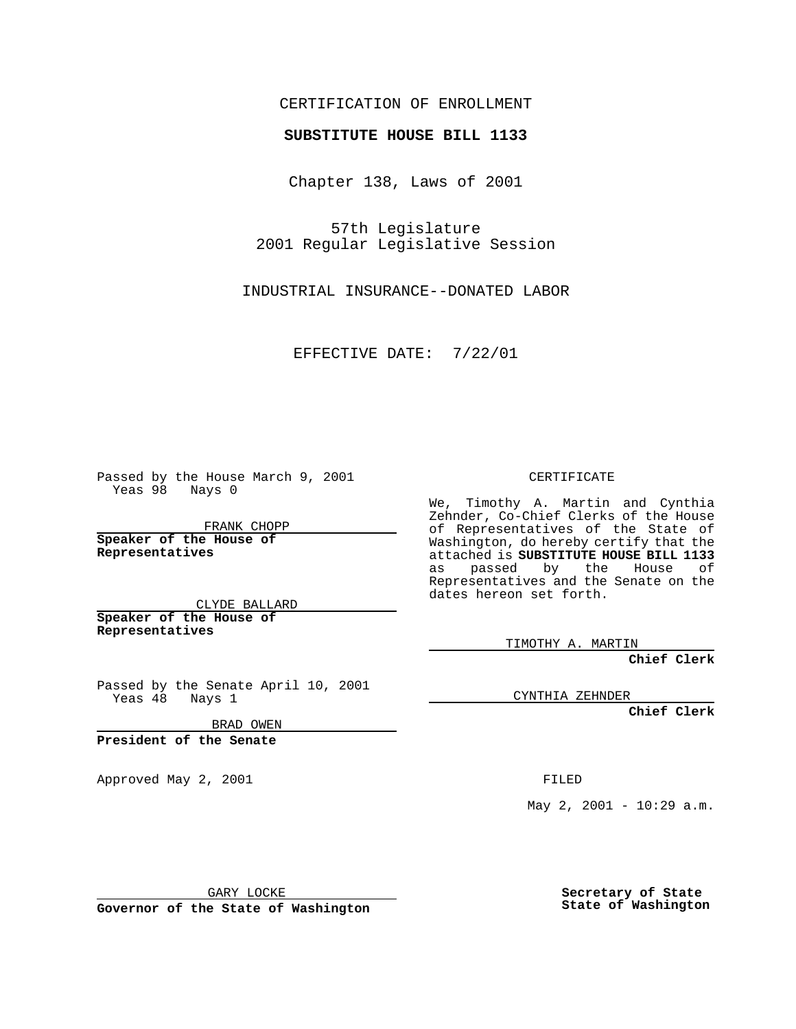CERTIFICATION OF ENROLLMENT

**SUBSTITUTE HOUSE BILL 1133**

Chapter 138, Laws of 2001

57th Legislature
2001 Regular Legislative Session

INDUSTRIAL INSURANCE--DONATED LABOR

EFFECTIVE DATE: 7/22/01

Passed by the House March 9, 2001
Yeas 98 Nays 0

FRANK CHOPP

**Speaker of the House of Representatives**

CLYDE BALLARD

**Speaker of the House of Representatives**

Passed by the Senate April 10, 2001
Yeas 48 Nays 1

BRAD OWEN

**President of the Senate**

Approved May 2, 2001

GARY LOCKE

**Governor of the State of Washington**

CERTIFICATE

We, Timothy A. Martin and Cynthia Zehnder, Co-Chief Clerks of the House of Representatives of the State of Washington, do hereby certify that the attached is **SUBSTITUTE HOUSE BILL 1133** as passed by the House of Representatives and the Senate on the dates hereon set forth.

TIMOTHY A. MARTIN

**Chief Clerk**

CYNTHIA ZEHNDER

**Chief Clerk**

FILED

May 2, 2001 - 10:29 a.m.

**Secretary of State**
**State of Washington**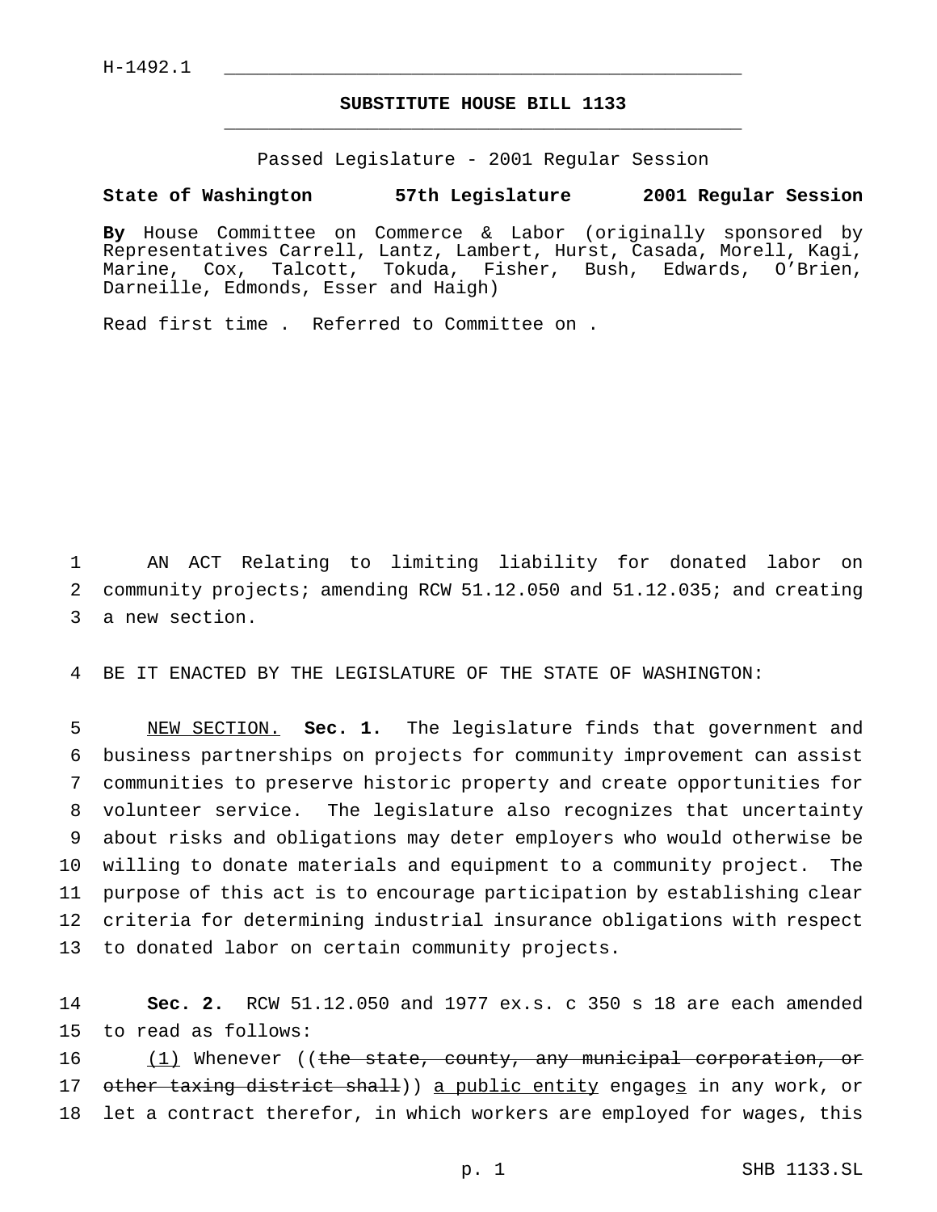H-1492.1

**SUBSTITUTE HOUSE BILL 1133**

Passed Legislature - 2001 Regular Session

**State of Washington 57th Legislature 2001 Regular Session**

**By** House Committee on Commerce & Labor (originally sponsored by Representatives Carrell, Lantz, Lambert, Hurst, Casada, Morell, Kagi, Marine, Cox, Talcott, Tokuda, Fisher, Bush, Edwards, O'Brien, Darneille, Edmonds, Esser and Haigh)

Read first time . Referred to Committee on .

AN ACT Relating to limiting liability for donated labor on community projects; amending RCW 51.12.050 and 51.12.035; and creating a new section.

BE IT ENACTED BY THE LEGISLATURE OF THE STATE OF WASHINGTON:

NEW SECTION. **Sec. 1.** The legislature finds that government and business partnerships on projects for community improvement can assist communities to preserve historic property and create opportunities for volunteer service. The legislature also recognizes that uncertainty about risks and obligations may deter employers who would otherwise be willing to donate materials and equipment to a community project. The purpose of this act is to encourage participation by establishing clear criteria for determining industrial insurance obligations with respect to donated labor on certain community projects.

**Sec. 2.** RCW 51.12.050 and 1977 ex.s. c 350 s 18 are each amended to read as follows:

(1) Whenever ((~~the state, county, any municipal corporation, or other taxing district shall~~)) a public entity engages in any work, or let a contract therefor, in which workers are employed for wages, this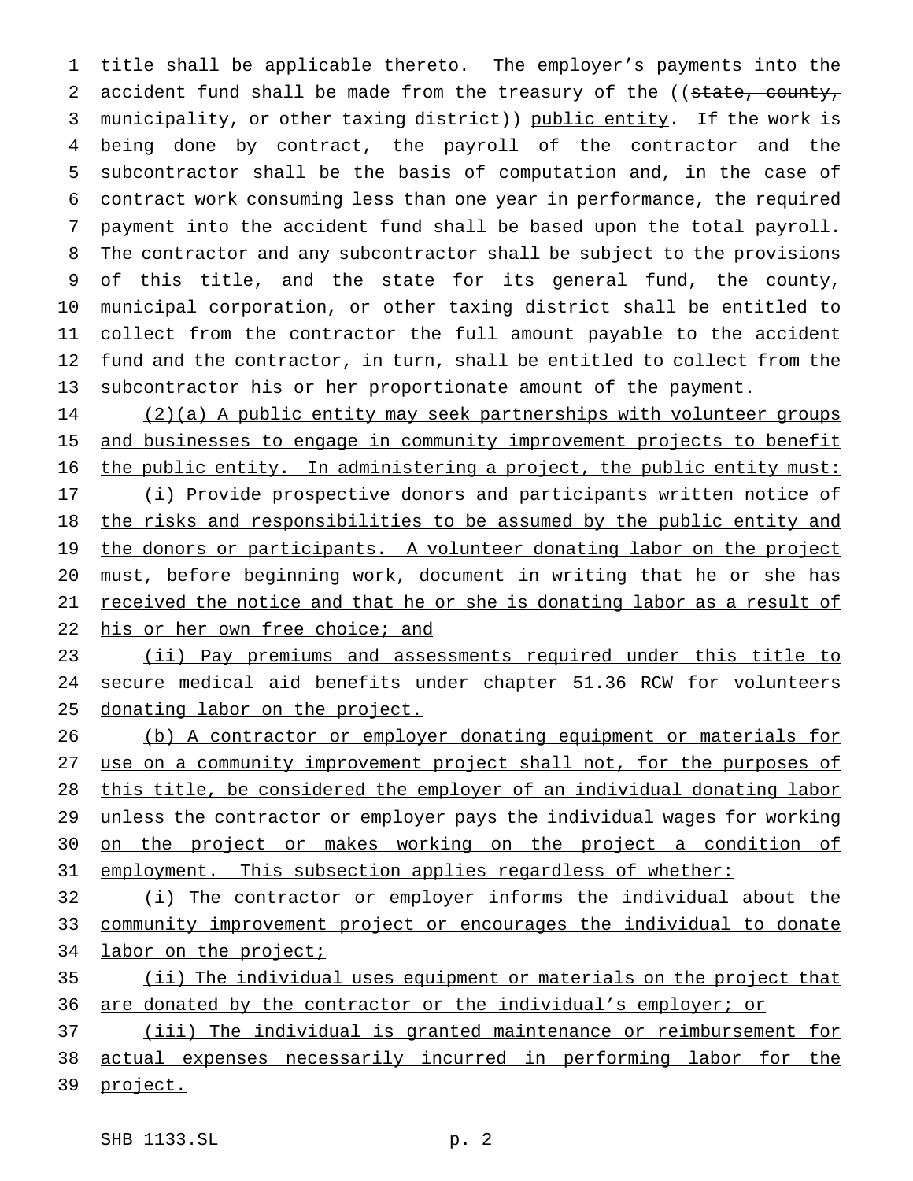title shall be applicable thereto. The employer's payments into the accident fund shall be made from the treasury of the ((~~state, county, municipality, or other taxing district~~)) <u>public entity</u>. If the work is being done by contract, the payroll of the contractor and the subcontractor shall be the basis of computation and, in the case of contract work consuming less than one year in performance, the required payment into the accident fund shall be based upon the total payroll. The contractor and any subcontractor shall be subject to the provisions of this title, and the state for its general fund, the county, municipal corporation, or other taxing district shall be entitled to collect from the contractor the full amount payable to the accident fund and the contractor, in turn, shall be entitled to collect from the subcontractor his or her proportionate amount of the payment.

<u>(2)(a) A public entity may seek partnerships with volunteer groups and businesses to engage in community improvement projects to benefit the public entity. In administering a project, the public entity must:</u>

<u>(i) Provide prospective donors and participants written notice of the risks and responsibilities to be assumed by the public entity and the donors or participants. A volunteer donating labor on the project must, before beginning work, document in writing that he or she has received the notice and that he or she is donating labor as a result of his or her own free choice; and</u>

<u>(ii) Pay premiums and assessments required under this title to secure medical aid benefits under chapter 51.36 RCW for volunteers donating labor on the project.</u>

<u>(b) A contractor or employer donating equipment or materials for use on a community improvement project shall not, for the purposes of this title, be considered the employer of an individual donating labor unless the contractor or employer pays the individual wages for working on the project or makes working on the project a condition of employment. This subsection applies regardless of whether:</u>

<u>(i) The contractor or employer informs the individual about the community improvement project or encourages the individual to donate labor on the project;</u>

<u>(ii) The individual uses equipment or materials on the project that are donated by the contractor or the individual's employer; or</u>

<u>(iii) The individual is granted maintenance or reimbursement for actual expenses necessarily incurred in performing labor for the project.</u>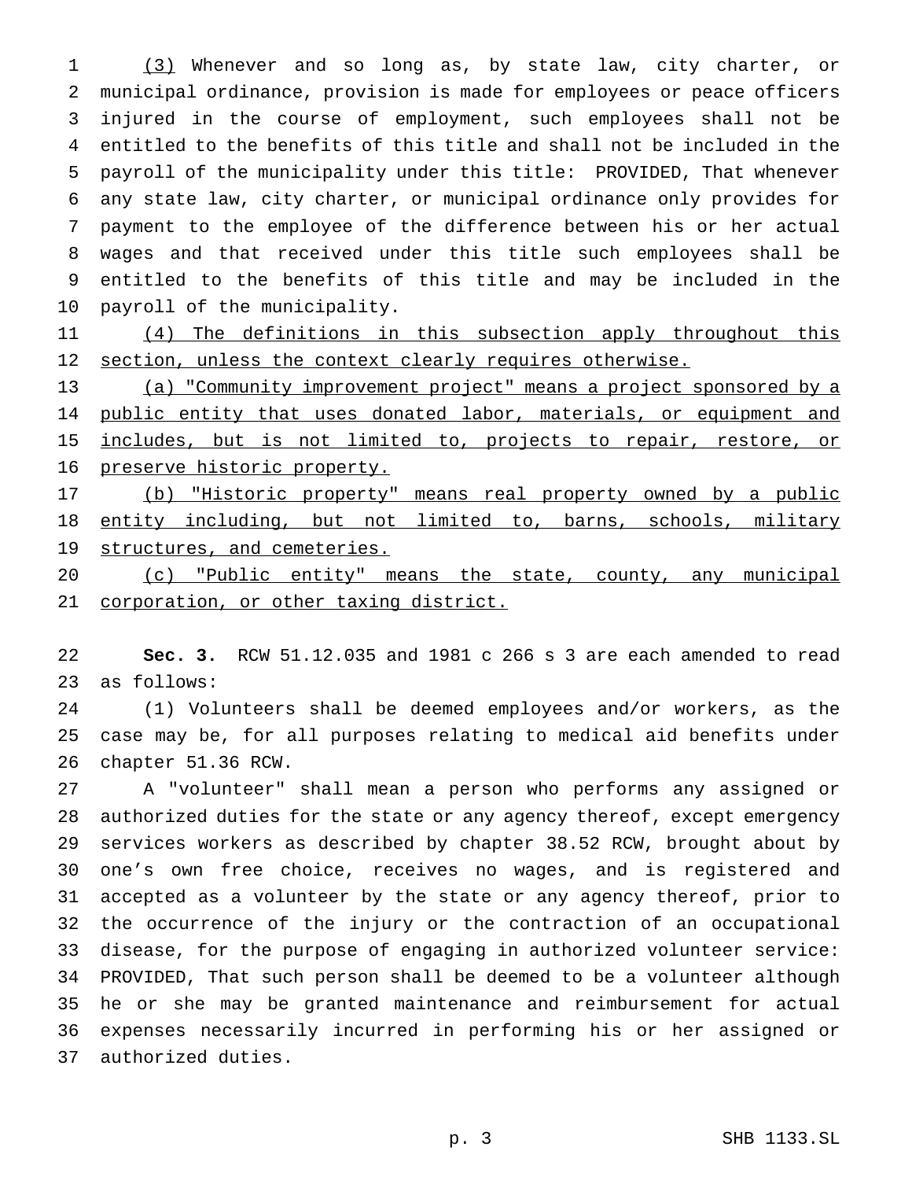(3) Whenever and so long as, by state law, city charter, or municipal ordinance, provision is made for employees or peace officers injured in the course of employment, such employees shall not be entitled to the benefits of this title and shall not be included in the payroll of the municipality under this title: PROVIDED, That whenever any state law, city charter, or municipal ordinance only provides for payment to the employee of the difference between his or her actual wages and that received under this title such employees shall be entitled to the benefits of this title and may be included in the payroll of the municipality.

(4) The definitions in this subsection apply throughout this section, unless the context clearly requires otherwise.

(a) "Community improvement project" means a project sponsored by a public entity that uses donated labor, materials, or equipment and includes, but is not limited to, projects to repair, restore, or preserve historic property.

(b) "Historic property" means real property owned by a public entity including, but not limited to, barns, schools, military structures, and cemeteries.

(c) "Public entity" means the state, county, any municipal corporation, or other taxing district.

**Sec. 3.** RCW 51.12.035 and 1981 c 266 s 3 are each amended to read as follows:

(1) Volunteers shall be deemed employees and/or workers, as the case may be, for all purposes relating to medical aid benefits under chapter 51.36 RCW.

A "volunteer" shall mean a person who performs any assigned or authorized duties for the state or any agency thereof, except emergency services workers as described by chapter 38.52 RCW, brought about by one's own free choice, receives no wages, and is registered and accepted as a volunteer by the state or any agency thereof, prior to the occurrence of the injury or the contraction of an occupational disease, for the purpose of engaging in authorized volunteer service: PROVIDED, That such person shall be deemed to be a volunteer although he or she may be granted maintenance and reimbursement for actual expenses necessarily incurred in performing his or her assigned or authorized duties.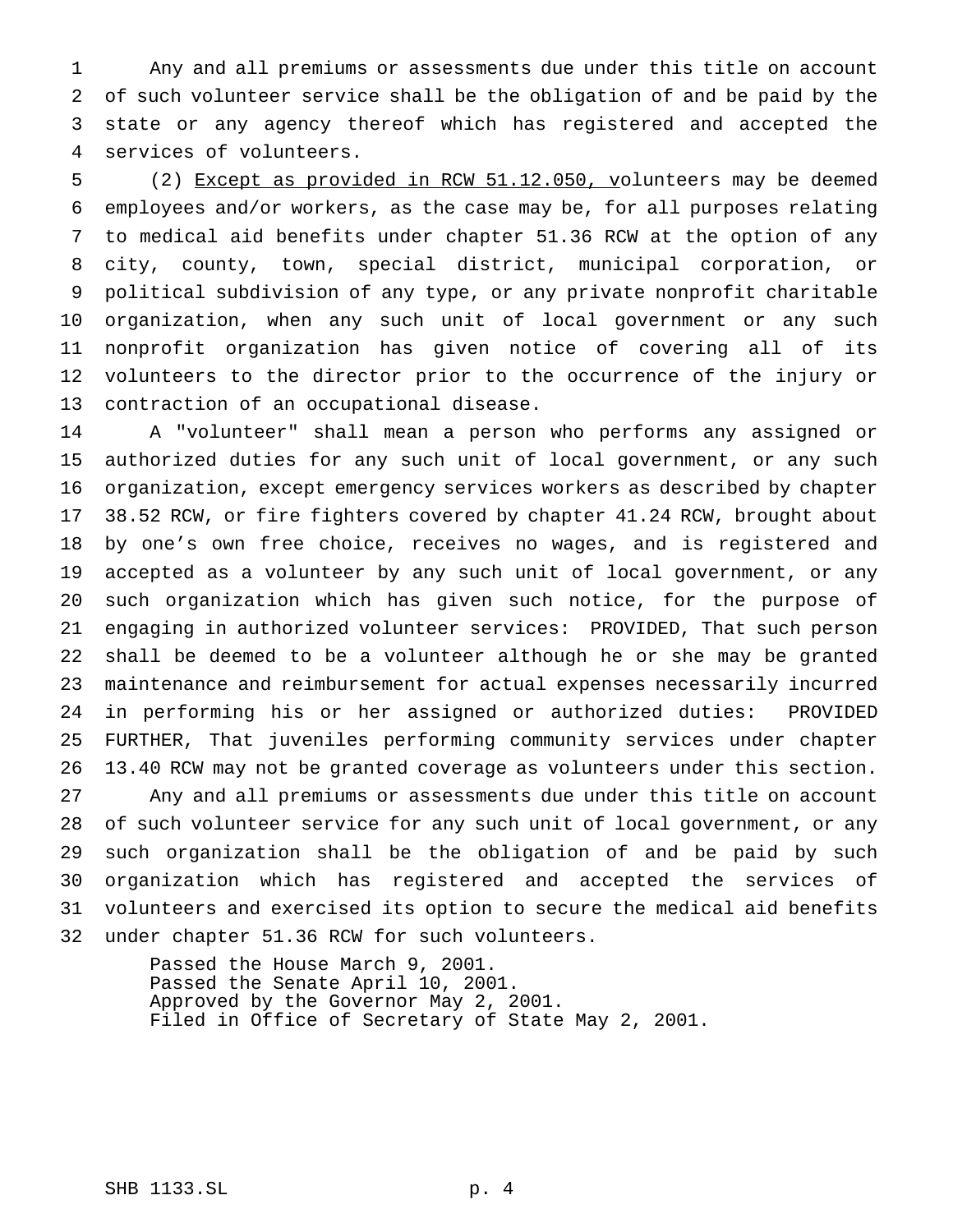Any and all premiums or assessments due under this title on account of such volunteer service shall be the obligation of and be paid by the state or any agency thereof which has registered and accepted the services of volunteers.

(2) <u>Except as provided in RCW 51.12.050, v</u>olunteers may be deemed employees and/or workers, as the case may be, for all purposes relating to medical aid benefits under chapter 51.36 RCW at the option of any city, county, town, special district, municipal corporation, or political subdivision of any type, or any private nonprofit charitable organization, when any such unit of local government or any such nonprofit organization has given notice of covering all of its volunteers to the director prior to the occurrence of the injury or contraction of an occupational disease.

A "volunteer" shall mean a person who performs any assigned or authorized duties for any such unit of local government, or any such organization, except emergency services workers as described by chapter 38.52 RCW, or fire fighters covered by chapter 41.24 RCW, brought about by one's own free choice, receives no wages, and is registered and accepted as a volunteer by any such unit of local government, or any such organization which has given such notice, for the purpose of engaging in authorized volunteer services: PROVIDED, That such person shall be deemed to be a volunteer although he or she may be granted maintenance and reimbursement for actual expenses necessarily incurred in performing his or her assigned or authorized duties: PROVIDED FURTHER, That juveniles performing community services under chapter 13.40 RCW may not be granted coverage as volunteers under this section.

Any and all premiums or assessments due under this title on account of such volunteer service for any such unit of local government, or any such organization shall be the obligation of and be paid by such organization which has registered and accepted the services of volunteers and exercised its option to secure the medical aid benefits under chapter 51.36 RCW for such volunteers.

Passed the House March 9, 2001.
Passed the Senate April 10, 2001.
Approved by the Governor May 2, 2001.
Filed in Office of Secretary of State May 2, 2001.